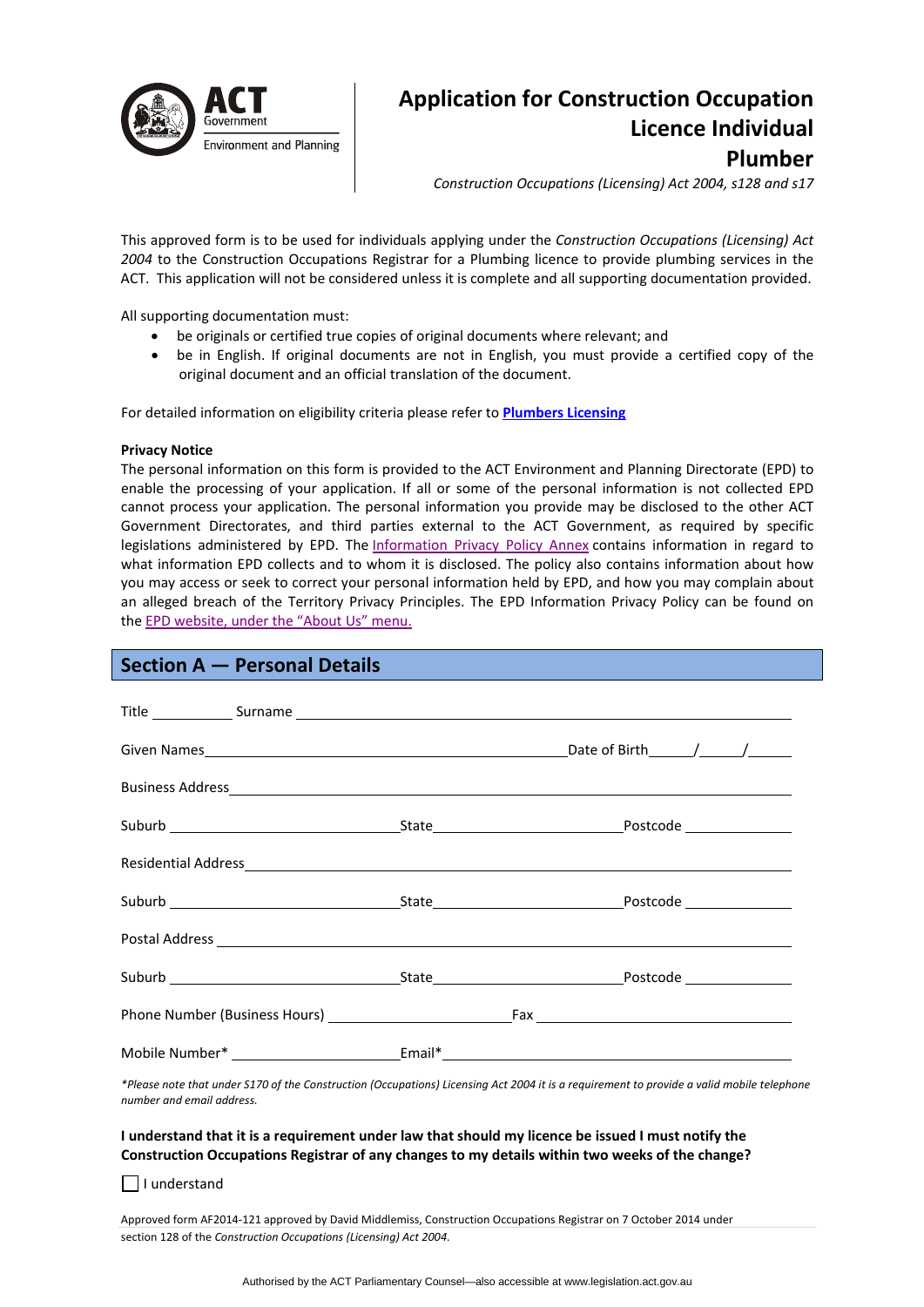ACT Government
Environment and Planning

# Application for Construction Occupation Licence Individual Plumber

*Construction Occupations (Licensing) Act 2004, s128 and s17*

This approved form is to be used for individuals applying under the *Construction Occupations (Licensing) Act 2004* to the Construction Occupations Registrar for a Plumbing licence to provide plumbing services in the ACT. This application will not be considered unless it is complete and all supporting documentation provided.

All supporting documentation must:

- be originals or certified true copies of original documents where relevant; and
- be in English. If original documents are not in English, you must provide a certified copy of the original document and an official translation of the document.

For detailed information on eligibility criteria please refer to **[Plumbers Licensing]**

**Privacy Notice**

The personal information on this form is provided to the ACT Environment and Planning Directorate (EPD) to enable the processing of your application. If all or some of the personal information is not collected EPD cannot process your application. The personal information you provide may be disclosed to the other ACT Government Directorates, and third parties external to the ACT Government, as required by specific legislations administered by EPD. The Information Privacy Policy Annex contains information in regard to what information EPD collects and to whom it is disclosed. The policy also contains information about how you may access or seek to correct your personal information held by EPD, and how you may complain about an alleged breach of the Territory Privacy Principles. The EPD Information Privacy Policy can be found on the EPD website, under the "About Us" menu.

## Section A — Personal Details

Title ___________ Surname ___________________________________________

Given Names ___________________________________ Date of Birth _____/_____/_____

Business Address ___________________________________________

Suburb ____________________ State ____________________ Postcode ____________

Residential Address ___________________________________________

Suburb ____________________ State ____________________ Postcode ____________

Postal Address ___________________________________________

Suburb ____________________ State ____________________ Postcode ____________

Phone Number (Business Hours) ____________________ Fax ____________________

Mobile Number* ____________________ Email* ____________________________

*\*Please note that under S170 of the Construction (Occupations) Licensing Act 2004 it is a requirement to provide a valid mobile telephone number and email address.*

**I understand that it is a requirement under law that should my licence be issued I must notify the Construction Occupations Registrar of any changes to my details within two weeks of the change?**

☐ I understand

Approved form AF2014-121 approved by David Middlemiss, Construction Occupations Registrar on 7 October 2014 under section 128 of the *Construction Occupations (Licensing) Act 2004*.

Authorised by the ACT Parliamentary Counsel—also accessible at www.legislation.act.gov.au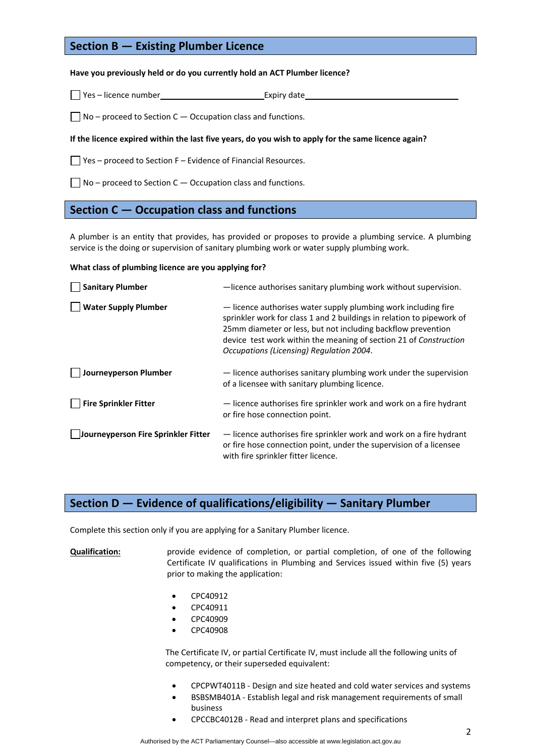## Section B — Existing Plumber Licence

**Have you previously held or do you currently hold an ACT Plumber licence?**

☐ Yes – licence number\_\_\_\_\_\_\_\_\_\_\_\_\_\_\_\_\_\_\_\_\_\_\_\_ Expiry date\_\_\_\_\_\_\_\_\_\_\_\_\_\_\_\_\_\_\_\_\_\_\_\_\_\_\_\_\_\_\_\_

☐ No – proceed to Section C — Occupation class and functions.

**If the licence expired within the last five years, do you wish to apply for the same licence again?**

☐ Yes – proceed to Section F – Evidence of Financial Resources.

☐ No – proceed to Section C — Occupation class and functions.

## Section C — Occupation class and functions

A plumber is an entity that provides, has provided or proposes to provide a plumbing service. A plumbing service is the doing or supervision of sanitary plumbing work or water supply plumbing work.

**What class of plumbing licence are you applying for?**

| | |
|---|---|
| ☐ **Sanitary Plumber** | —licence authorises sanitary plumbing work without supervision. |
| ☐ **Water Supply Plumber** | — licence authorises water supply plumbing work including fire sprinkler work for class 1 and 2 buildings in relation to pipework of 25mm diameter or less, but not including backflow prevention device test work within the meaning of section 21 of *Construction Occupations (Licensing) Regulation 2004*. |
| ☐ **Journeyperson Plumber** | — licence authorises sanitary plumbing work under the supervision of a licensee with sanitary plumbing licence. |
| ☐ **Fire Sprinkler Fitter** | — licence authorises fire sprinkler work and work on a fire hydrant or fire hose connection point. |
| ☐ **Journeyperson Fire Sprinkler Fitter** | — licence authorises fire sprinkler work and work on a fire hydrant or fire hose connection point, under the supervision of a licensee with fire sprinkler fitter licence. |

## Section D — Evidence of qualifications/eligibility — Sanitary Plumber

Complete this section only if you are applying for a Sanitary Plumber licence.

**Qualification:** provide evidence of completion, or partial completion, of one of the following Certificate IV qualifications in Plumbing and Services issued within five (5) years prior to making the application:

- CPC40912
- CPC40911
- CPC40909
- CPC40908

The Certificate IV, or partial Certificate IV, must include all the following units of competency, or their superseded equivalent:

- CPCPWT4011B - Design and size heated and cold water services and systems
- BSBSMB401A - Establish legal and risk management requirements of small business
- CPCCBC4012B - Read and interpret plans and specifications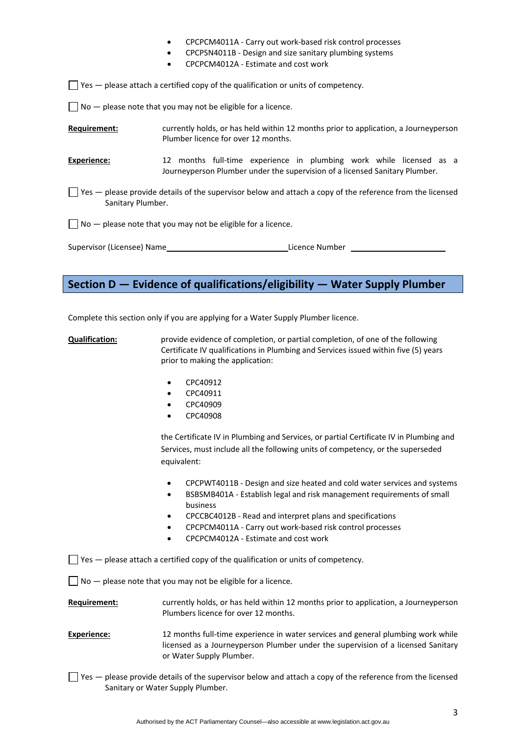- CPCPCM4011A - Carry out work-based risk control processes
- CPCPSN4011B - Design and size sanitary plumbing systems
- CPCPCM4012A - Estimate and cost work

☐ Yes — please attach a certified copy of the qualification or units of competency.

☐ No — please note that you may not be eligible for a licence.

**Requirement:** currently holds, or has held within 12 months prior to application, a Journeyperson Plumber licence for over 12 months.

**Experience:** 12 months full-time experience in plumbing work while licensed as a Journeyperson Plumber under the supervision of a licensed Sanitary Plumber.

☐ Yes — please provide details of the supervisor below and attach a copy of the reference from the licensed Sanitary Plumber.

☐ No — please note that you may not be eligible for a licence.

Supervisor (Licensee) Name ______________________ Licence Number ______________________

## Section D — Evidence of qualifications/eligibility — Water Supply Plumber

Complete this section only if you are applying for a Water Supply Plumber licence.

**Qualification:** provide evidence of completion, or partial completion, of one of the following Certificate IV qualifications in Plumbing and Services issued within five (5) years prior to making the application:

- CPC40912
- CPC40911
- CPC40909
- CPC40908

the Certificate IV in Plumbing and Services, or partial Certificate IV in Plumbing and Services, must include all the following units of competency, or the superseded equivalent:

- CPCPWT4011B - Design and size heated and cold water services and systems
- BSBSMB401A - Establish legal and risk management requirements of small business
- CPCCBC4012B - Read and interpret plans and specifications
- CPCPCM4011A - Carry out work-based risk control processes
- CPCPCM4012A - Estimate and cost work

☐ Yes — please attach a certified copy of the qualification or units of competency.

☐ No — please note that you may not be eligible for a licence.

**Requirement:** currently holds, or has held within 12 months prior to application, a Journeyperson Plumbers licence for over 12 months.

**Experience:** 12 months full-time experience in water services and general plumbing work while licensed as a Journeyperson Plumber under the supervision of a licensed Sanitary or Water Supply Plumber.

☐ Yes — please provide details of the supervisor below and attach a copy of the reference from the licensed Sanitary or Water Supply Plumber.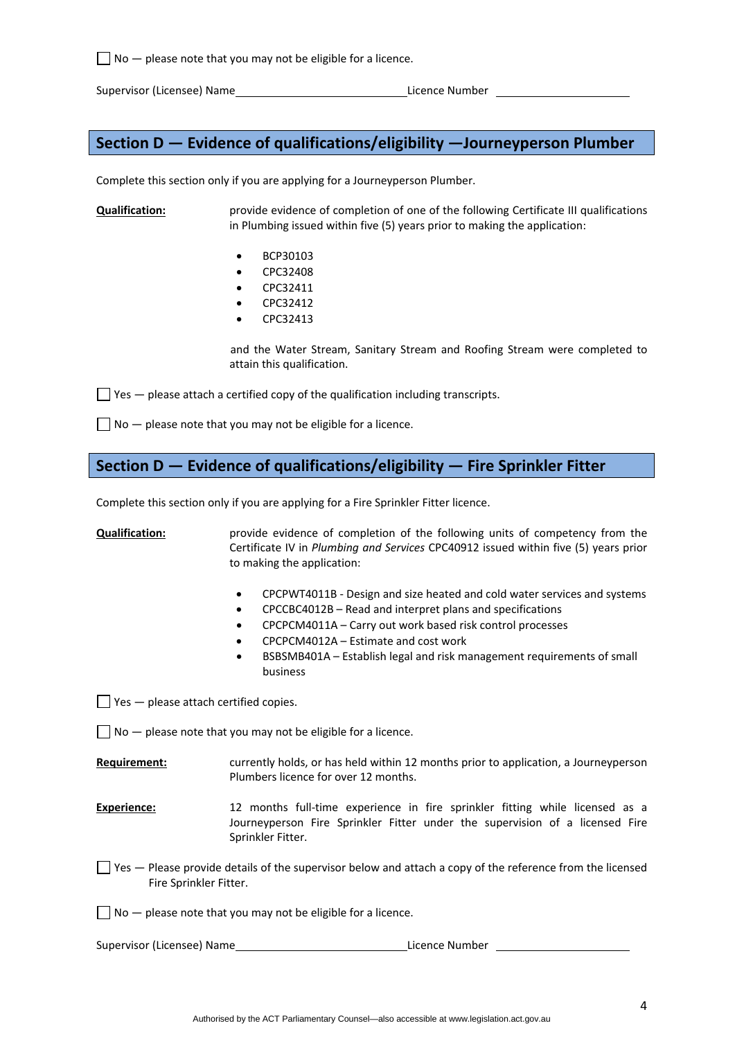☐ No — please note that you may not be eligible for a licence.

Supervisor (Licensee) Name\_\_\_\_\_\_\_\_\_\_\_\_\_\_\_\_\_\_\_\_\_\_\_\_\_\_\_\_ Licence Number \_\_\_\_\_\_\_\_\_\_\_\_\_\_\_\_\_\_\_\_\_\_

## Section D — Evidence of qualifications/eligibility —Journeyperson Plumber

Complete this section only if you are applying for a Journeyperson Plumber.

**Qualification:** provide evidence of completion of one of the following Certificate III qualifications in Plumbing issued within five (5) years prior to making the application:

- BCP30103
- CPC32408
- CPC32411
- CPC32412
- CPC32413

and the Water Stream, Sanitary Stream and Roofing Stream were completed to attain this qualification.

☐ Yes — please attach a certified copy of the qualification including transcripts.

☐ No — please note that you may not be eligible for a licence.

## Section D — Evidence of qualifications/eligibility — Fire Sprinkler Fitter

Complete this section only if you are applying for a Fire Sprinkler Fitter licence.

**Qualification:** provide evidence of completion of the following units of competency from the Certificate IV in *Plumbing and Services* CPC40912 issued within five (5) years prior to making the application:

- CPCPWT4011B - Design and size heated and cold water services and systems
- CPCCBC4012B – Read and interpret plans and specifications
- CPCPCM4011A – Carry out work based risk control processes
- CPCPCM4012A – Estimate and cost work
- BSBSMB401A – Establish legal and risk management requirements of small business

☐ Yes — please attach certified copies.

☐ No — please note that you may not be eligible for a licence.

**Requirement:** currently holds, or has held within 12 months prior to application, a Journeyperson Plumbers licence for over 12 months.

**Experience:** 12 months full-time experience in fire sprinkler fitting while licensed as a Journeyperson Fire Sprinkler Fitter under the supervision of a licensed Fire Sprinkler Fitter.

☐ Yes — Please provide details of the supervisor below and attach a copy of the reference from the licensed Fire Sprinkler Fitter.

☐ No — please note that you may not be eligible for a licence.

Supervisor (Licensee) Name\_\_\_\_\_\_\_\_\_\_\_\_\_\_\_\_\_\_\_\_\_\_\_\_\_\_\_\_ Licence Number \_\_\_\_\_\_\_\_\_\_\_\_\_\_\_\_\_\_\_\_\_\_

Authorised by the ACT Parliamentary Counsel—also accessible at www.legislation.act.gov.au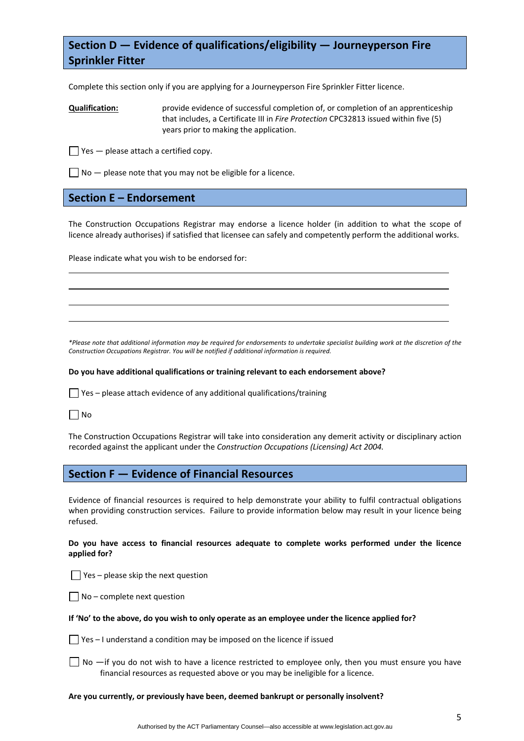## Section D — Evidence of qualifications/eligibility — Journeyperson Fire Sprinkler Fitter

Complete this section only if you are applying for a Journeyperson Fire Sprinkler Fitter licence.

**Qualification:** provide evidence of successful completion of, or completion of an apprenticeship that includes, a Certificate III in *Fire Protection* CPC32813 issued within five (5) years prior to making the application.

☐ Yes — please attach a certified copy.

☐ No — please note that you may not be eligible for a licence.

## Section E – Endorsement

The Construction Occupations Registrar may endorse a licence holder (in addition to what the scope of licence already authorises) if satisfied that licensee can safely and competently perform the additional works.

Please indicate what you wish to be endorsed for:

\_\_\_\_\_\_\_\_\_\_\_\_\_\_\_\_\_\_\_\_\_\_\_\_\_\_\_\_\_\_\_\_\_\_\_\_\_\_\_\_\_\_\_\_\_\_\_\_\_\_\_\_\_\_\_\_\_\_\_\_\_\_\_\_\_\_\_\_\_\_

\_\_\_\_\_\_\_\_\_\_\_\_\_\_\_\_\_\_\_\_\_\_\_\_\_\_\_\_\_\_\_\_\_\_\_\_\_\_\_\_\_\_\_\_\_\_\_\_\_\_\_\_\_\_\_\_\_\_\_\_\_\_\_\_\_\_\_\_\_\_

\_\_\_\_\_\_\_\_\_\_\_\_\_\_\_\_\_\_\_\_\_\_\_\_\_\_\_\_\_\_\_\_\_\_\_\_\_\_\_\_\_\_\_\_\_\_\_\_\_\_\_\_\_\_\_\_\_\_\_\_\_\_\_\_\_\_\_\_\_\_

\_\_\_\_\_\_\_\_\_\_\_\_\_\_\_\_\_\_\_\_\_\_\_\_\_\_\_\_\_\_\_\_\_\_\_\_\_\_\_\_\_\_\_\_\_\_\_\_\_\_\_\_\_\_\_\_\_\_\_\_\_\_\_\_\_\_\_\_\_\_

*\*Please note that additional information may be required for endorsements to undertake specialist building work at the discretion of the Construction Occupations Registrar. You will be notified if additional information is required.*

**Do you have additional qualifications or training relevant to each endorsement above?**

☐ Yes – please attach evidence of any additional qualifications/training

☐ No

The Construction Occupations Registrar will take into consideration any demerit activity or disciplinary action recorded against the applicant under the *Construction Occupations (Licensing) Act 2004.*

## Section F — Evidence of Financial Resources

Evidence of financial resources is required to help demonstrate your ability to fulfil contractual obligations when providing construction services. Failure to provide information below may result in your licence being refused.

**Do you have access to financial resources adequate to complete works performed under the licence applied for?**

☐ Yes – please skip the next question

☐ No – complete next question

**If 'No' to the above, do you wish to only operate as an employee under the licence applied for?**

☐ Yes – I understand a condition may be imposed on the licence if issued

☐ No —if you do not wish to have a licence restricted to employee only, then you must ensure you have financial resources as requested above or you may be ineligible for a licence.

**Are you currently, or previously have been, deemed bankrupt or personally insolvent?**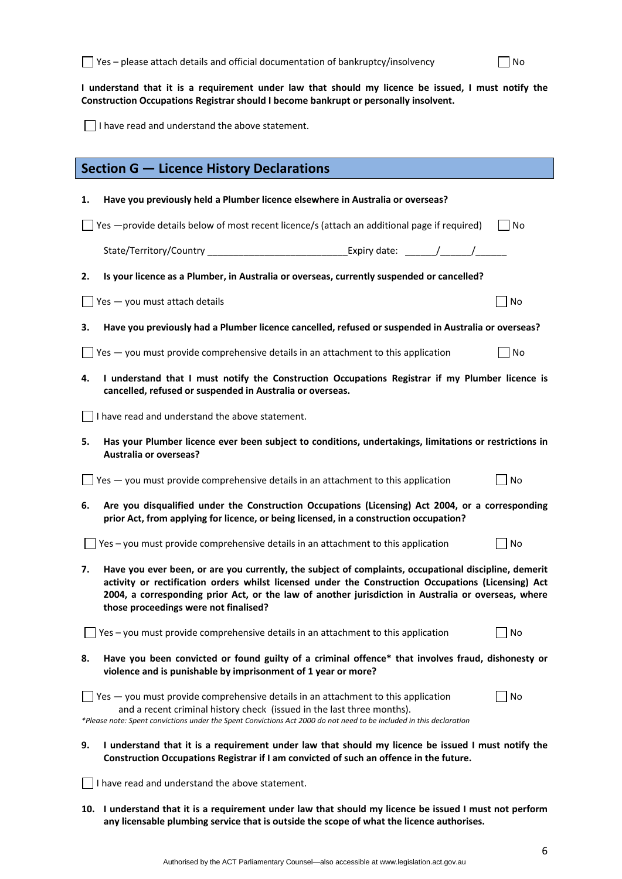☐ Yes – please attach details and official documentation of bankruptcy/insolvency ☐ No

**I understand that it is a requirement under law that should my licence be issued, I must notify the Construction Occupations Registrar should I become bankrupt or personally insolvent.**

☐ I have read and understand the above statement.

## Section G — Licence History Declarations

1. **Have you previously held a Plumber licence elsewhere in Australia or overseas?**

☐ Yes —provide details below of most recent licence/s (attach an additional page if required) ☐ No

State/Territory/Country __________________________ Expiry date: ______/______/______

2. **Is your licence as a Plumber, in Australia or overseas, currently suspended or cancelled?**

☐ Yes — you must attach details ☐ No

3. **Have you previously had a Plumber licence cancelled, refused or suspended in Australia or overseas?**

☐ Yes — you must provide comprehensive details in an attachment to this application ☐ No

4. **I understand that I must notify the Construction Occupations Registrar if my Plumber licence is cancelled, refused or suspended in Australia or overseas.**

☐ I have read and understand the above statement.

5. **Has your Plumber licence ever been subject to conditions, undertakings, limitations or restrictions in Australia or overseas?**

☐ Yes — you must provide comprehensive details in an attachment to this application ☐ No

6. **Are you disqualified under the Construction Occupations (Licensing) Act 2004, or a corresponding prior Act, from applying for licence, or being licensed, in a construction occupation?**

☐ Yes – you must provide comprehensive details in an attachment to this application ☐ No

7. **Have you ever been, or are you currently, the subject of complaints, occupational discipline, demerit activity or rectification orders whilst licensed under the Construction Occupations (Licensing) Act 2004, a corresponding prior Act, or the law of another jurisdiction in Australia or overseas, where those proceedings were not finalised?**

☐ Yes – you must provide comprehensive details in an attachment to this application ☐ No

8. **Have you been convicted or found guilty of a criminal offence* that involves fraud, dishonesty or violence and is punishable by imprisonment of 1 year or more?**

☐ Yes — you must provide comprehensive details in an attachment to this application and a recent criminal history check (issued in the last three months). ☐ No

*\*Please note: Spent convictions under the Spent Convictions Act 2000 do not need to be included in this declaration*

9. **I understand that it is a requirement under law that should my licence be issued I must notify the Construction Occupations Registrar if I am convicted of such an offence in the future.**

☐ I have read and understand the above statement.

10. **I understand that it is a requirement under law that should my licence be issued I must not perform any licensable plumbing service that is outside the scope of what the licence authorises.**

Authorised by the ACT Parliamentary Counsel—also accessible at www.legislation.act.gov.au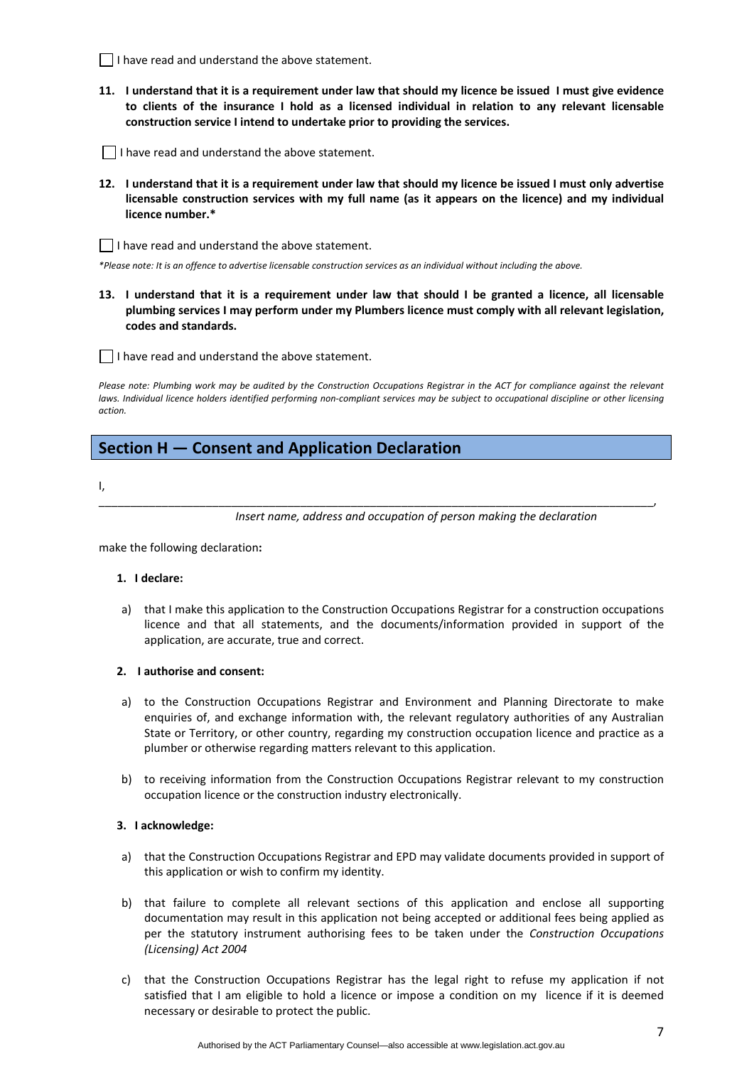☐ I have read and understand the above statement.

**11. I understand that it is a requirement under law that should my licence be issued I must give evidence to clients of the insurance I hold as a licensed individual in relation to any relevant licensable construction service I intend to undertake prior to providing the services.**

☐ I have read and understand the above statement.

**12. I understand that it is a requirement under law that should my licence be issued I must only advertise licensable construction services with my full name (as it appears on the licence) and my individual licence number.***

☐ I have read and understand the above statement.

**Please note: It is an offence to advertise licensable construction services as an individual without including the above.*

**13. I understand that it is a requirement under law that should I be granted a licence, all licensable plumbing services I may perform under my Plumbers licence must comply with all relevant legislation, codes and standards.**

☐ I have read and understand the above statement.

*Please note: Plumbing work may be audited by the Construction Occupations Registrar in the ACT for compliance against the relevant laws. Individual licence holders identified performing non-compliant services may be subject to occupational discipline or other licensing action.*

## Section H — Consent and Application Declaration

I, ______________________________________________________________________________,

*Insert name, address and occupation of person making the declaration*

make the following declaration**:**

**1. I declare:**

a) that I make this application to the Construction Occupations Registrar for a construction occupations licence and that all statements, and the documents/information provided in support of the application, are accurate, true and correct.

**2. I authorise and consent:**

a) to the Construction Occupations Registrar and Environment and Planning Directorate to make enquiries of, and exchange information with, the relevant regulatory authorities of any Australian State or Territory, or other country, regarding my construction occupation licence and practice as a plumber or otherwise regarding matters relevant to this application.

b) to receiving information from the Construction Occupations Registrar relevant to my construction occupation licence or the construction industry electronically.

**3. I acknowledge:**

a) that the Construction Occupations Registrar and EPD may validate documents provided in support of this application or wish to confirm my identity.

b) that failure to complete all relevant sections of this application and enclose all supporting documentation may result in this application not being accepted or additional fees being applied as per the statutory instrument authorising fees to be taken under the *Construction Occupations (Licensing) Act 2004*

c) that the Construction Occupations Registrar has the legal right to refuse my application if not satisfied that I am eligible to hold a licence or impose a condition on my licence if it is deemed necessary or desirable to protect the public.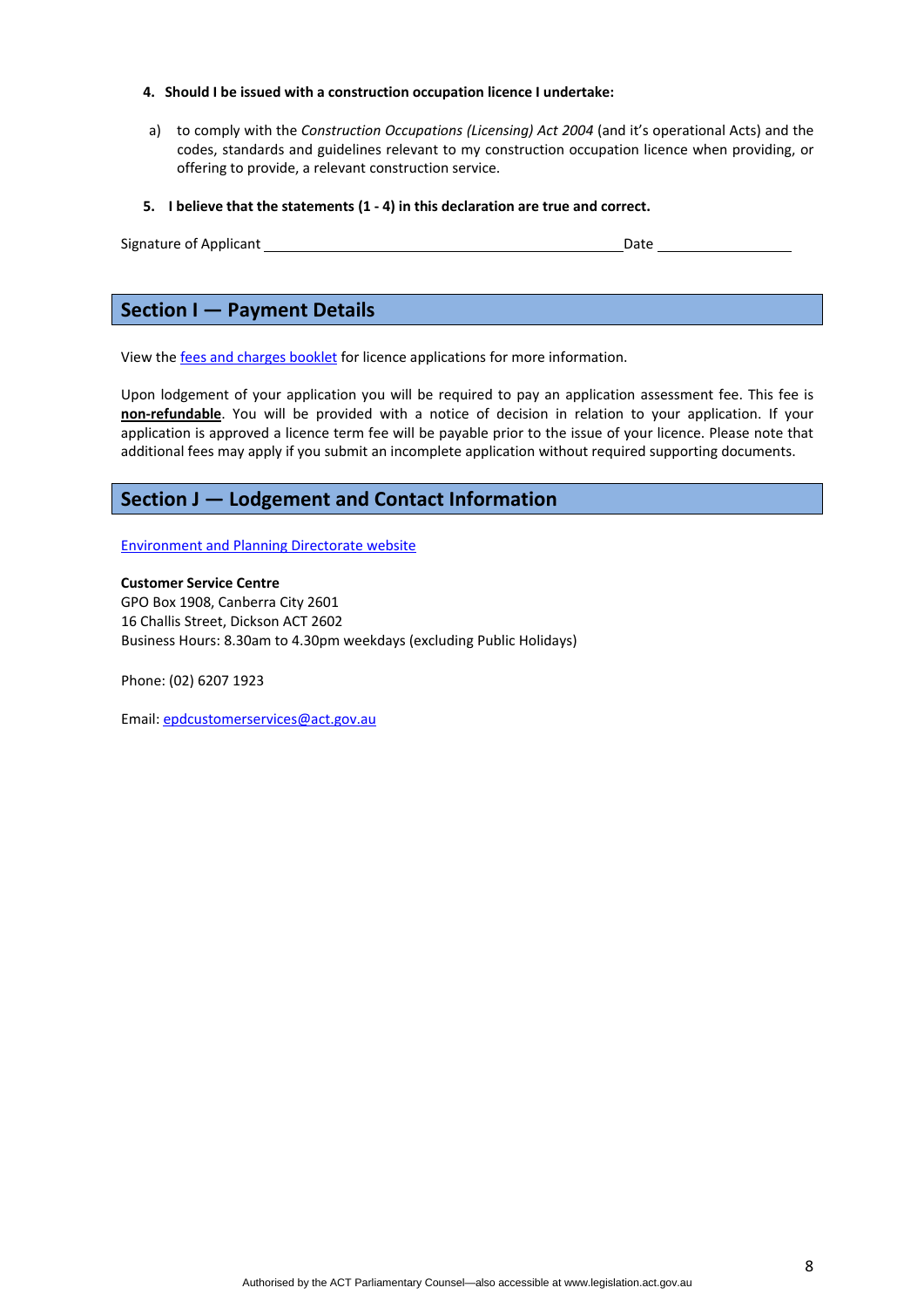**4. Should I be issued with a construction occupation licence I undertake:**

a) to comply with the *Construction Occupations (Licensing) Act 2004* (and it's operational Acts) and the codes, standards and guidelines relevant to my construction occupation licence when providing, or offering to provide, a relevant construction service.

**5. I believe that the statements (1 - 4) in this declaration are true and correct.**

Signature of Applicant ____________________________________________ Date ________________

## Section I — Payment Details

View the fees and charges booklet for licence applications for more information.

Upon lodgement of your application you will be required to pay an application assessment fee. This fee is **non-refundable**. You will be provided with a notice of decision in relation to your application. If your application is approved a licence term fee will be payable prior to the issue of your licence. Please note that additional fees may apply if you submit an incomplete application without required supporting documents.

## Section J — Lodgement and Contact Information

Environment and Planning Directorate website

**Customer Service Centre**
GPO Box 1908, Canberra City 2601
16 Challis Street, Dickson ACT 2602
Business Hours: 8.30am to 4.30pm weekdays (excluding Public Holidays)

Phone: (02) 6207 1923

Email: epdcustomerservices@act.gov.au